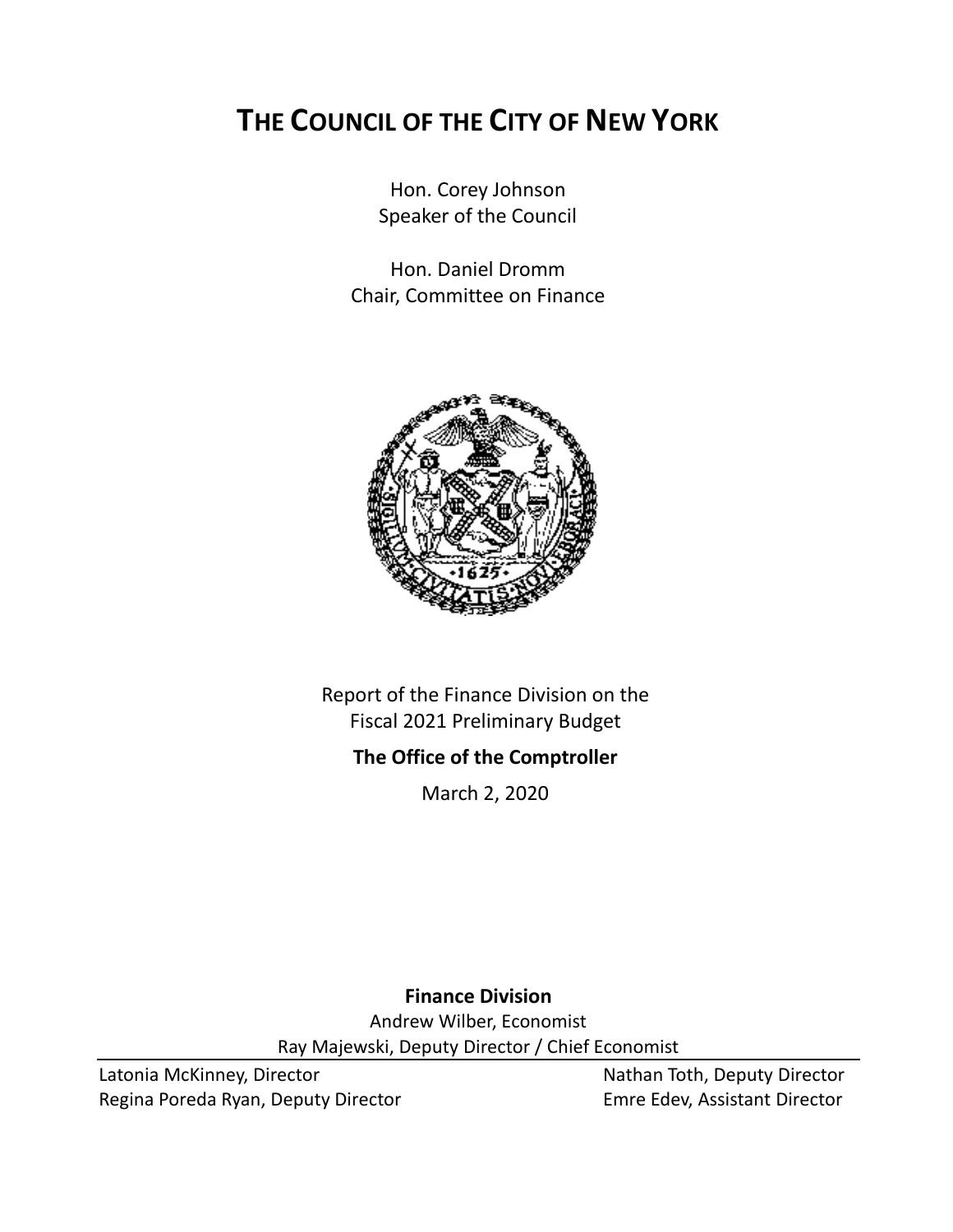# THE COUNCIL OF THE CITY OF NEW YORK

Hon. Corey Johnson
Speaker of the Council

Hon. Daniel Dromm
Chair, Committee on Finance

Report of the Finance Division on the
Fiscal 2021 Preliminary Budget

**The Office of the Comptroller**

March 2, 2020

**Finance Division**

Andrew Wilber, Economist
Ray Majewski, Deputy Director / Chief Economist

Latonia McKinney, Director
Regina Poreda Ryan, Deputy Director
Nathan Toth, Deputy Director
Emre Edev, Assistant Director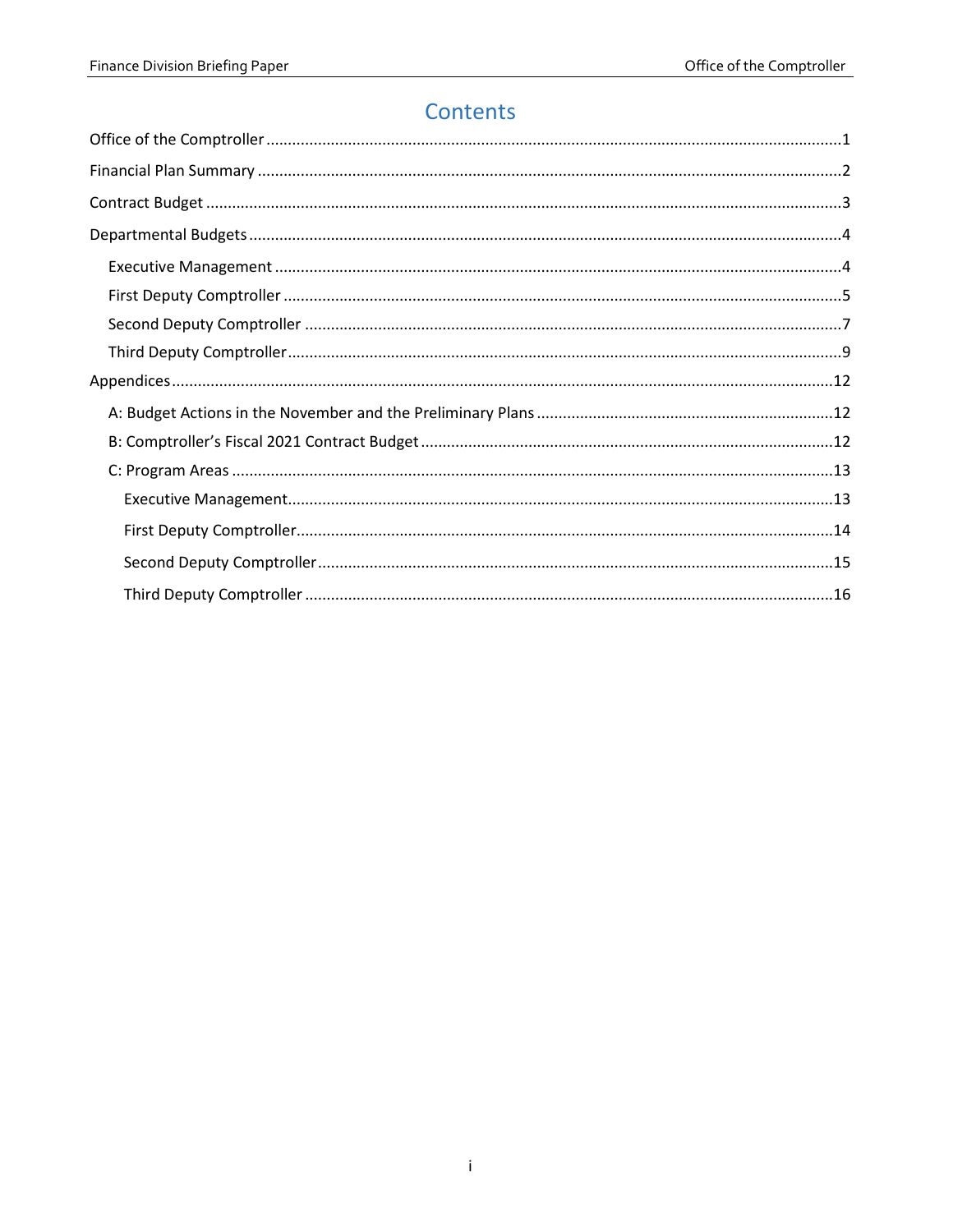# Contents

Office of the Comptroller ....................................................................................................................1

Financial Plan Summary ......................................................................................................................2

Contract Budget ..................................................................................................................................3

Departmental Budgets ........................................................................................................................4

- Executive Management ..................................................................................................................4
- First Deputy Comptroller .................................................................................................................5
- Second Deputy Comptroller ...........................................................................................................7
- Third Deputy Comptroller................................................................................................................9

Appendices.......................................................................................................................................12

- A: Budget Actions in the November and the Preliminary Plans ....................................................12
- B: Comptroller's Fiscal 2021 Contract Budget ...............................................................................12
- C: Program Areas ..........................................................................................................................13
  - Executive Management..............................................................................................................13
  - First Deputy Comptroller............................................................................................................14
  - Second Deputy Comptroller.......................................................................................................15
  - Third Deputy Comptroller ..........................................................................................................16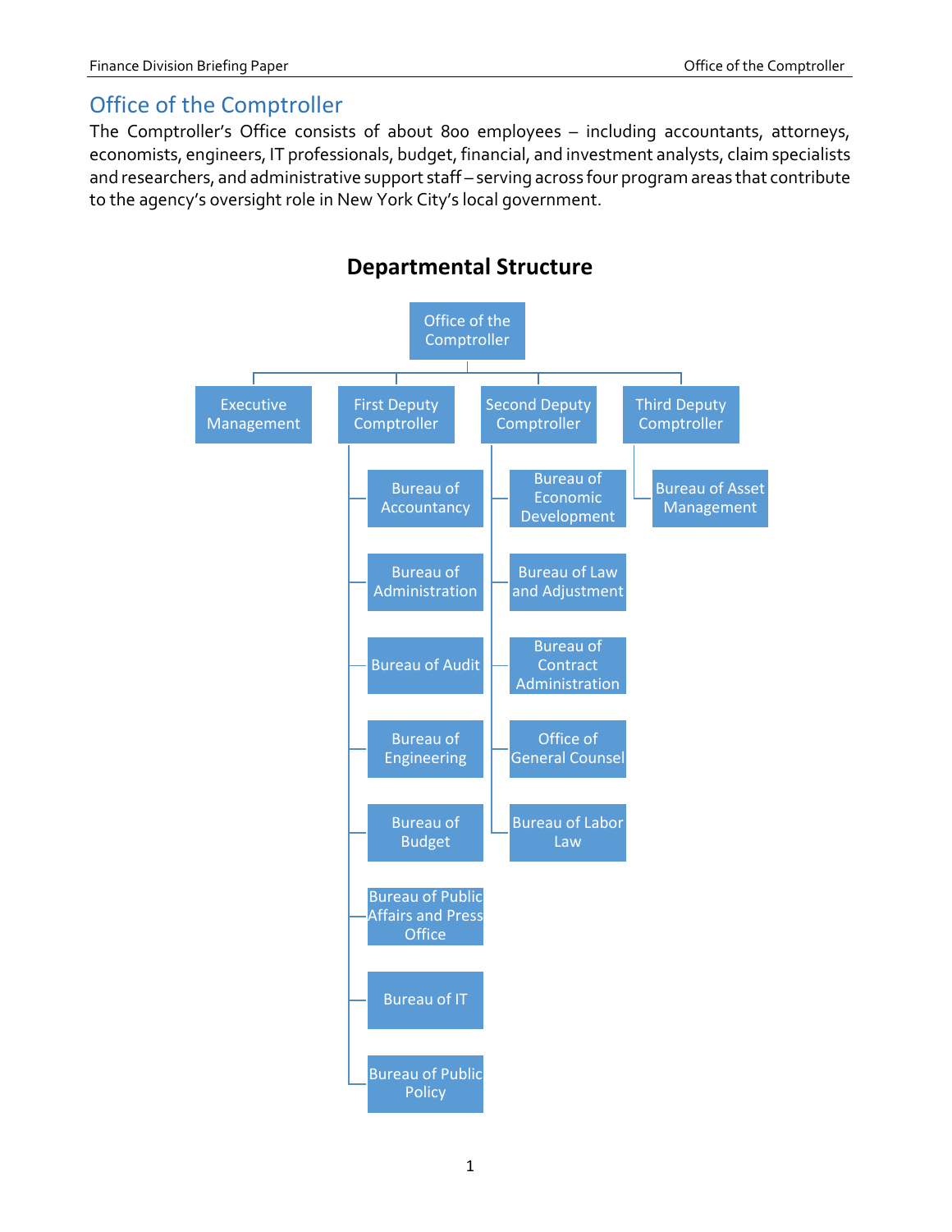## Office of the Comptroller

The Comptroller's Office consists of about 800 employees – including accountants, attorneys, economists, engineers, IT professionals, budget, financial, and investment analysts, claim specialists and researchers, and administrative support staff – serving across four program areas that contribute to the agency's oversight role in New York City's local government.

### Departmental Structure

- Office of the Comptroller
  - Executive Management
  - First Deputy Comptroller
    - Bureau of Accountancy
    - Bureau of Administration
    - Bureau of Audit
    - Bureau of Engineering
    - Bureau of Budget
    - Bureau of Public Affairs and Press Office
    - Bureau of IT
    - Bureau of Public Policy
  - Second Deputy Comptroller
    - Bureau of Economic Development
    - Bureau of Law and Adjustment
    - Bureau of Contract Administration
    - Office of General Counsel
    - Bureau of Labor Law
  - Third Deputy Comptroller
    - Bureau of Asset Management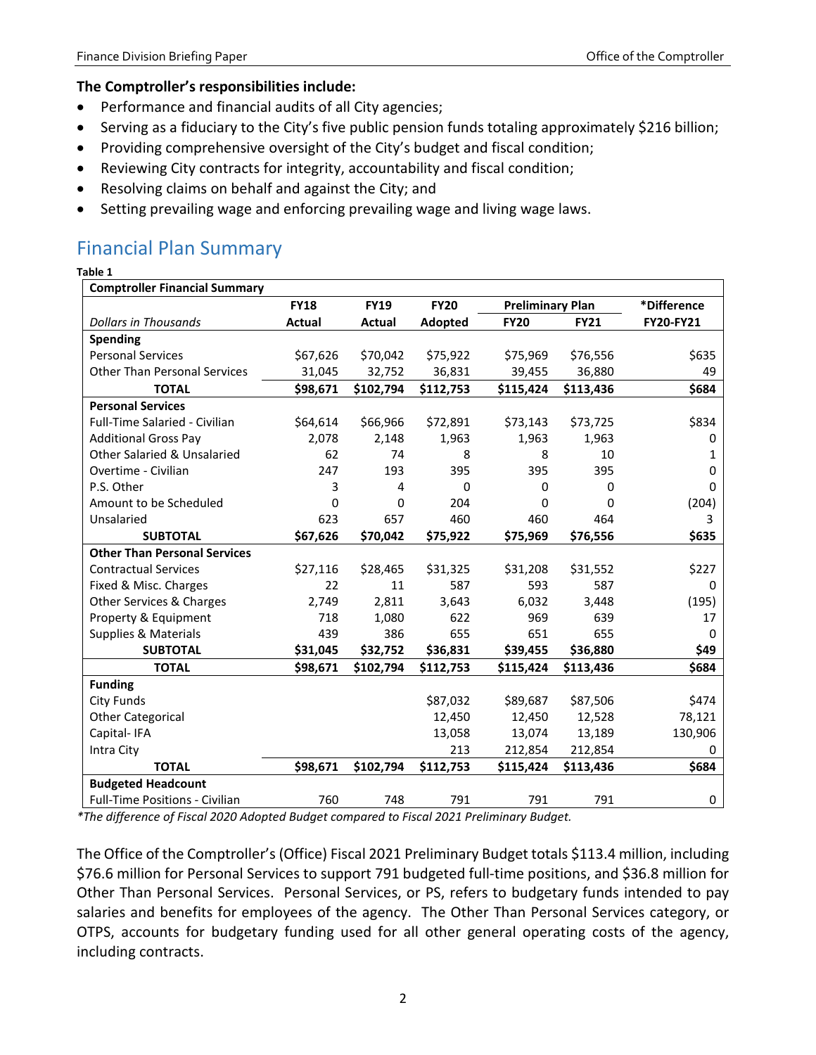**The Comptroller's responsibilities include:**

- Performance and financial audits of all City agencies;
- Serving as a fiduciary to the City's five public pension funds totaling approximately $216 billion;
- Providing comprehensive oversight of the City's budget and fiscal condition;
- Reviewing City contracts for integrity, accountability and fiscal condition;
- Resolving claims on behalf and against the City; and
- Setting prevailing wage and enforcing prevailing wage and living wage laws.

## Financial Plan Summary

**Table 1**

| Comptroller Financial Summary | | | | | | |
|---|---|---|---|---|---|---|
| | FY18 | FY19 | FY20 | Preliminary Plan | | *Difference |
| *Dollars in Thousands* | Actual | Actual | Adopted | FY20 | FY21 | FY20-FY21 |
| **Spending** | | | | | | |
| Personal Services | $67,626 | $70,042 | $75,922 | $75,969 | $76,556 | $635 |
| Other Than Personal Services | 31,045 | 32,752 | 36,831 | 39,455 | 36,880 | 49 |
| **TOTAL** | **$98,671** | **$102,794** | **$112,753** | **$115,424** | **$113,436** | **$684** |
| **Personal Services** | | | | | | |
| Full-Time Salaried - Civilian | $64,614 | $66,966 | $72,891 | $73,143 | $73,725 | $834 |
| Additional Gross Pay | 2,078 | 2,148 | 1,963 | 1,963 | 1,963 | 0 |
| Other Salaried & Unsalaried | 62 | 74 | 8 | 8 | 10 | 1 |
| Overtime - Civilian | 247 | 193 | 395 | 395 | 395 | 0 |
| P.S. Other | 3 | 4 | 0 | 0 | 0 | 0 |
| Amount to be Scheduled | 0 | 0 | 204 | 0 | 0 | (204) |
| Unsalaried | 623 | 657 | 460 | 460 | 464 | 3 |
| **SUBTOTAL** | **$67,626** | **$70,042** | **$75,922** | **$75,969** | **$76,556** | **$635** |
| **Other Than Personal Services** | | | | | | |
| Contractual Services | $27,116 | $28,465 | $31,325 | $31,208 | $31,552 | $227 |
| Fixed & Misc. Charges | 22 | 11 | 587 | 593 | 587 | 0 |
| Other Services & Charges | 2,749 | 2,811 | 3,643 | 6,032 | 3,448 | (195) |
| Property & Equipment | 718 | 1,080 | 622 | 969 | 639 | 17 |
| Supplies & Materials | 439 | 386 | 655 | 651 | 655 | 0 |
| **SUBTOTAL** | **$31,045** | **$32,752** | **$36,831** | **$39,455** | **$36,880** | **$49** |
| **TOTAL** | **$98,671** | **$102,794** | **$112,753** | **$115,424** | **$113,436** | **$684** |
| **Funding** | | | | | | |
| City Funds | | | $87,032 | $89,687 | $87,506 | $474 |
| Other Categorical | | | 12,450 | 12,450 | 12,528 | 78,121 |
| Capital- IFA | | | 13,058 | 13,074 | 13,189 | 130,906 |
| Intra City | | | 213 | 212,854 | 212,854 | 0 |
| **TOTAL** | **$98,671** | **$102,794** | **$112,753** | **$115,424** | **$113,436** | **$684** |
| **Budgeted Headcount** | | | | | | |
| Full-Time Positions - Civilian | 760 | 748 | 791 | 791 | 791 | 0 |

*\*The difference of Fiscal 2020 Adopted Budget compared to Fiscal 2021 Preliminary Budget.*

The Office of the Comptroller's (Office) Fiscal 2021 Preliminary Budget totals $113.4 million, including $76.6 million for Personal Services to support 791 budgeted full-time positions, and $36.8 million for Other Than Personal Services. Personal Services, or PS, refers to budgetary funds intended to pay salaries and benefits for employees of the agency. The Other Than Personal Services category, or OTPS, accounts for budgetary funding used for all other general operating costs of the agency, including contracts.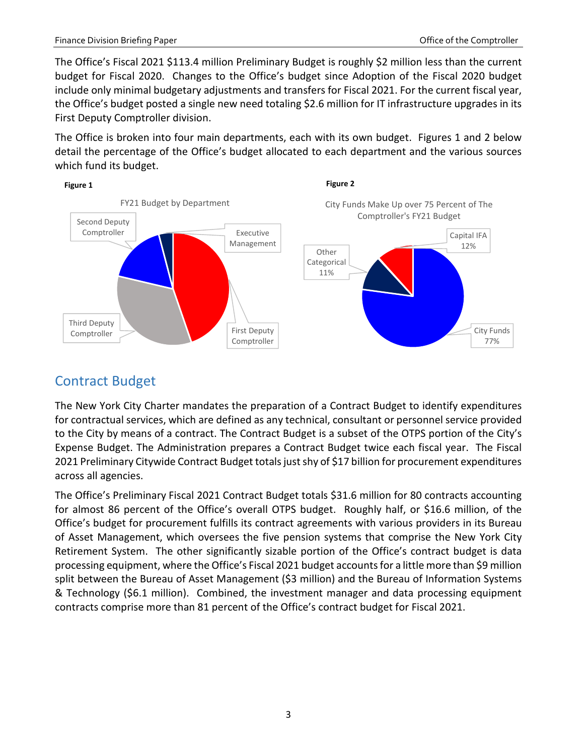The Office's Fiscal 2021 $113.4 million Preliminary Budget is roughly $2 million less than the current budget for Fiscal 2020. Changes to the Office's budget since Adoption of the Fiscal 2020 budget include only minimal budgetary adjustments and transfers for Fiscal 2021. For the current fiscal year, the Office's budget posted a single new need totaling $2.6 million for IT infrastructure upgrades in its First Deputy Comptroller division.

The Office is broken into four main departments, each with its own budget. Figures 1 and 2 below detail the percentage of the Office's budget allocated to each department and the various sources which fund its budget.

**Figure 1**

FY21 Budget by Department

Second Deputy Comptroller, Executive Management, Third Deputy Comptroller, First Deputy Comptroller

**Figure 2**

City Funds Make Up over 75 Percent of The Comptroller's FY21 Budget

Capital IFA 12%, Other Categorical 11%, City Funds 77%

## Contract Budget

The New York City Charter mandates the preparation of a Contract Budget to identify expenditures for contractual services, which are defined as any technical, consultant or personnel service provided to the City by means of a contract. The Contract Budget is a subset of the OTPS portion of the City's Expense Budget. The Administration prepares a Contract Budget twice each fiscal year. The Fiscal 2021 Preliminary Citywide Contract Budget totals just shy of $17 billion for procurement expenditures across all agencies.

The Office's Preliminary Fiscal 2021 Contract Budget totals $31.6 million for 80 contracts accounting for almost 86 percent of the Office's overall OTPS budget. Roughly half, or $16.6 million, of the Office's budget for procurement fulfills its contract agreements with various providers in its Bureau of Asset Management, which oversees the five pension systems that comprise the New York City Retirement System. The other significantly sizable portion of the Office's contract budget is data processing equipment, where the Office's Fiscal 2021 budget accounts for a little more than $9 million split between the Bureau of Asset Management ($3 million) and the Bureau of Information Systems & Technology ($6.1 million). Combined, the investment manager and data processing equipment contracts comprise more than 81 percent of the Office's contract budget for Fiscal 2021.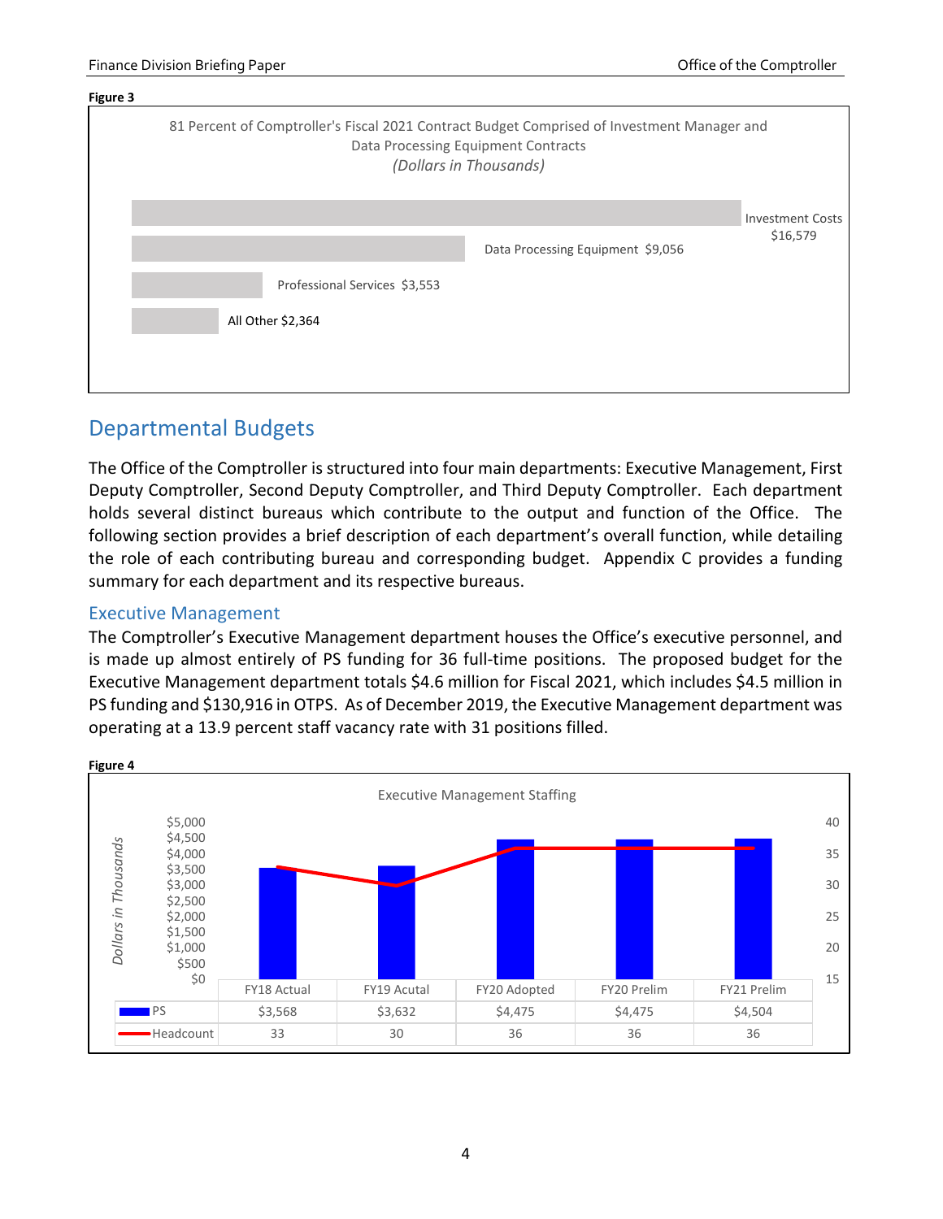**Figure 3**

81 Percent of Comptroller's Fiscal 2021 Contract Budget Comprised of Investment Manager and Data Processing Equipment Contracts
*(Dollars in Thousands)*

| Category | Amount |
|---|---|
| Investment Costs | $16,579 |
| Data Processing Equipment | $9,056 |
| Professional Services | $3,553 |
| All Other | $2,364 |

## Departmental Budgets

The Office of the Comptroller is structured into four main departments: Executive Management, First Deputy Comptroller, Second Deputy Comptroller, and Third Deputy Comptroller. Each department holds several distinct bureaus which contribute to the output and function of the Office. The following section provides a brief description of each department's overall function, while detailing the role of each contributing bureau and corresponding budget. Appendix C provides a funding summary for each department and its respective bureaus.

### Executive Management

The Comptroller's Executive Management department houses the Office's executive personnel, and is made up almost entirely of PS funding for 36 full-time positions. The proposed budget for the Executive Management department totals $4.6 million for Fiscal 2021, which includes $4.5 million in PS funding and $130,916 in OTPS. As of December 2019, the Executive Management department was operating at a 13.9 percent staff vacancy rate with 31 positions filled.

**Figure 4**

Executive Management Staffing

*Dollars in Thousands*

| | FY18 Actual | FY19 Acutal | FY20 Adopted | FY20 Prelim | FY21 Prelim |
|---|---|---|---|---|---|
| PS | $3,568 | $3,632 | $4,475 | $4,475 | $4,504 |
| Headcount | 33 | 30 | 36 | 36 | 36 |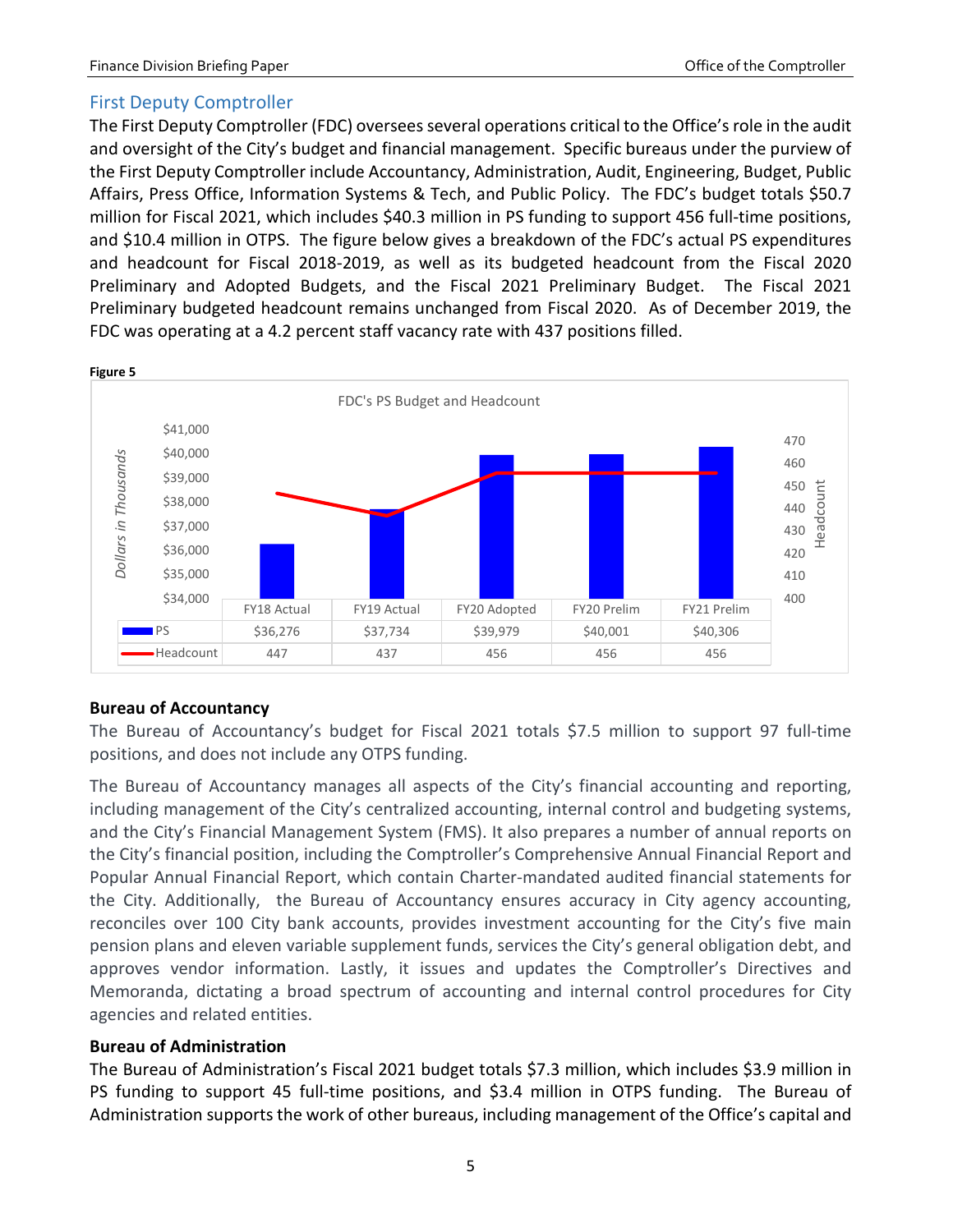## First Deputy Comptroller

The First Deputy Comptroller (FDC) oversees several operations critical to the Office's role in the audit and oversight of the City's budget and financial management. Specific bureaus under the purview of the First Deputy Comptroller include Accountancy, Administration, Audit, Engineering, Budget, Public Affairs, Press Office, Information Systems & Tech, and Public Policy. The FDC's budget totals $50.7 million for Fiscal 2021, which includes $40.3 million in PS funding to support 456 full-time positions, and $10.4 million in OTPS. The figure below gives a breakdown of the FDC's actual PS expenditures and headcount for Fiscal 2018-2019, as well as its budgeted headcount from the Fiscal 2020 Preliminary and Adopted Budgets, and the Fiscal 2021 Preliminary Budget. The Fiscal 2021 Preliminary budgeted headcount remains unchanged from Fiscal 2020. As of December 2019, the FDC was operating at a 4.2 percent staff vacancy rate with 437 positions filled.

**Figure 5**

FDC's PS Budget and Headcount

| | FY18 Actual | FY19 Actual | FY20 Adopted | FY20 Prelim | FY21 Prelim |
|---|---|---|---|---|---|
| PS | $36,276 | $37,734 | $39,979 | $40,001 | $40,306 |
| Headcount | 447 | 437 | 456 | 456 | 456 |

*Dollars in Thousands*

### Bureau of Accountancy

The Bureau of Accountancy's budget for Fiscal 2021 totals $7.5 million to support 97 full-time positions, and does not include any OTPS funding.

The Bureau of Accountancy manages all aspects of the City's financial accounting and reporting, including management of the City's centralized accounting, internal control and budgeting systems, and the City's Financial Management System (FMS). It also prepares a number of annual reports on the City's financial position, including the Comptroller's Comprehensive Annual Financial Report and Popular Annual Financial Report, which contain Charter-mandated audited financial statements for the City. Additionally, the Bureau of Accountancy ensures accuracy in City agency accounting, reconciles over 100 City bank accounts, provides investment accounting for the City's five main pension plans and eleven variable supplement funds, services the City's general obligation debt, and approves vendor information. Lastly, it issues and updates the Comptroller's Directives and Memoranda, dictating a broad spectrum of accounting and internal control procedures for City agencies and related entities.

### Bureau of Administration

The Bureau of Administration's Fiscal 2021 budget totals $7.3 million, which includes $3.9 million in PS funding to support 45 full-time positions, and $3.4 million in OTPS funding. The Bureau of Administration supports the work of other bureaus, including management of the Office's capital and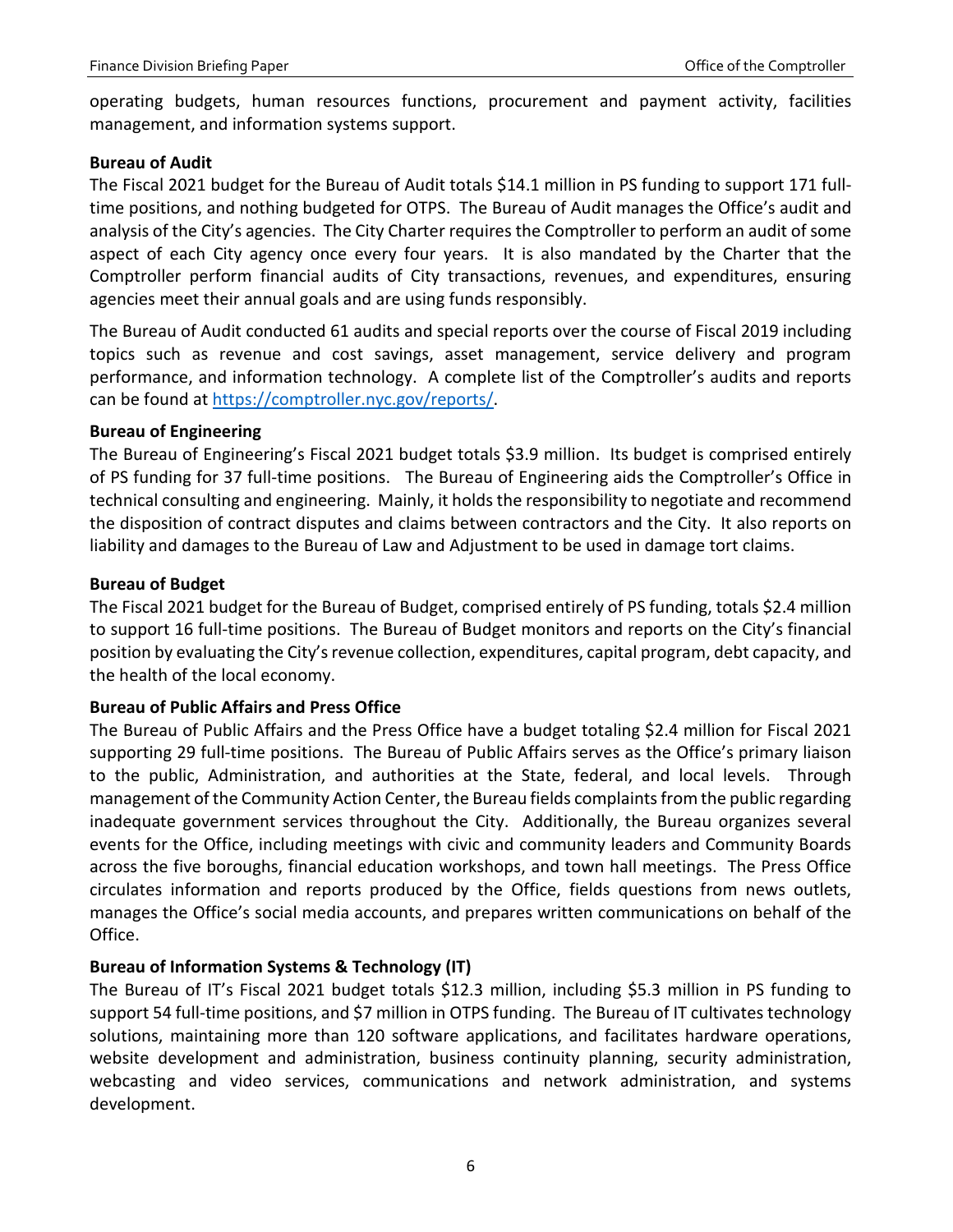operating budgets, human resources functions, procurement and payment activity, facilities management, and information systems support.

**Bureau of Audit**

The Fiscal 2021 budget for the Bureau of Audit totals $14.1 million in PS funding to support 171 full-time positions, and nothing budgeted for OTPS. The Bureau of Audit manages the Office's audit and analysis of the City's agencies. The City Charter requires the Comptroller to perform an audit of some aspect of each City agency once every four years. It is also mandated by the Charter that the Comptroller perform financial audits of City transactions, revenues, and expenditures, ensuring agencies meet their annual goals and are using funds responsibly.

The Bureau of Audit conducted 61 audits and special reports over the course of Fiscal 2019 including topics such as revenue and cost savings, asset management, service delivery and program performance, and information technology. A complete list of the Comptroller's audits and reports can be found at https://comptroller.nyc.gov/reports/.

**Bureau of Engineering**

The Bureau of Engineering's Fiscal 2021 budget totals $3.9 million. Its budget is comprised entirely of PS funding for 37 full-time positions. The Bureau of Engineering aids the Comptroller's Office in technical consulting and engineering. Mainly, it holds the responsibility to negotiate and recommend the disposition of contract disputes and claims between contractors and the City. It also reports on liability and damages to the Bureau of Law and Adjustment to be used in damage tort claims.

**Bureau of Budget**

The Fiscal 2021 budget for the Bureau of Budget, comprised entirely of PS funding, totals $2.4 million to support 16 full-time positions. The Bureau of Budget monitors and reports on the City's financial position by evaluating the City's revenue collection, expenditures, capital program, debt capacity, and the health of the local economy.

**Bureau of Public Affairs and Press Office**

The Bureau of Public Affairs and the Press Office have a budget totaling $2.4 million for Fiscal 2021 supporting 29 full-time positions. The Bureau of Public Affairs serves as the Office's primary liaison to the public, Administration, and authorities at the State, federal, and local levels. Through management of the Community Action Center, the Bureau fields complaints from the public regarding inadequate government services throughout the City. Additionally, the Bureau organizes several events for the Office, including meetings with civic and community leaders and Community Boards across the five boroughs, financial education workshops, and town hall meetings. The Press Office circulates information and reports produced by the Office, fields questions from news outlets, manages the Office's social media accounts, and prepares written communications on behalf of the Office.

**Bureau of Information Systems & Technology (IT)**

The Bureau of IT's Fiscal 2021 budget totals $12.3 million, including $5.3 million in PS funding to support 54 full-time positions, and $7 million in OTPS funding. The Bureau of IT cultivates technology solutions, maintaining more than 120 software applications, and facilitates hardware operations, website development and administration, business continuity planning, security administration, webcasting and video services, communications and network administration, and systems development.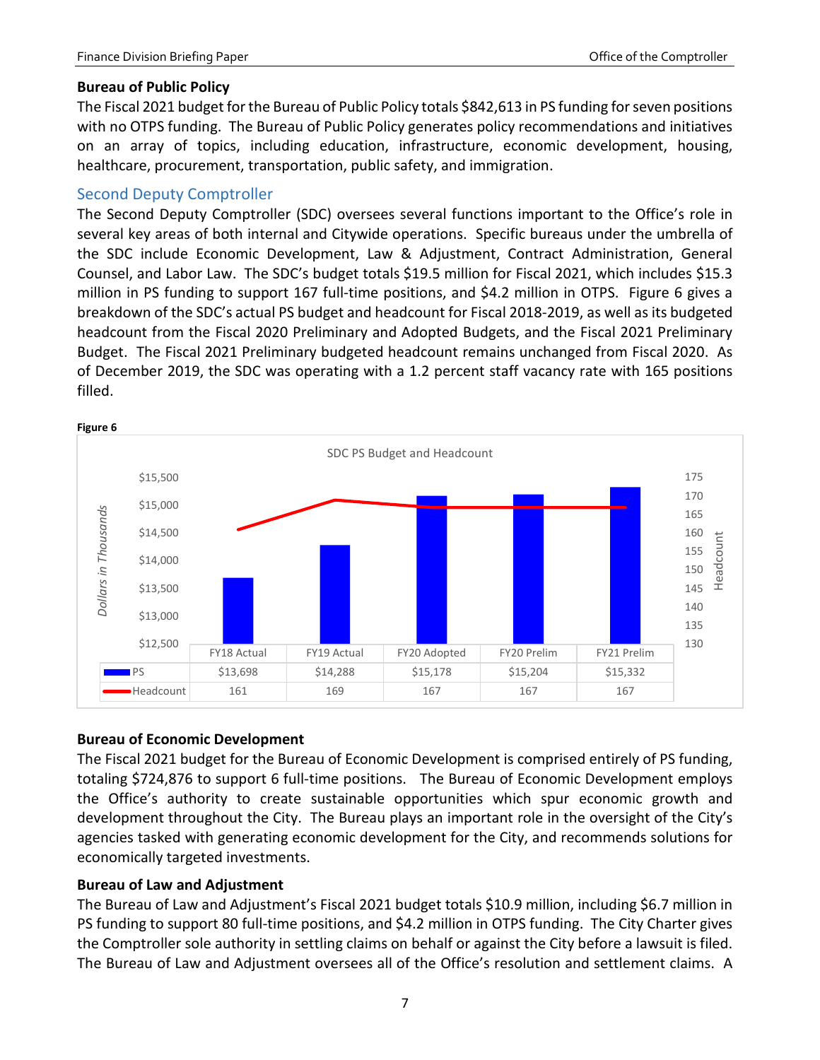**Bureau of Public Policy**

The Fiscal 2021 budget for the Bureau of Public Policy totals $842,613 in PS funding for seven positions with no OTPS funding. The Bureau of Public Policy generates policy recommendations and initiatives on an array of topics, including education, infrastructure, economic development, housing, healthcare, procurement, transportation, public safety, and immigration.

## Second Deputy Comptroller

The Second Deputy Comptroller (SDC) oversees several functions important to the Office's role in several key areas of both internal and Citywide operations. Specific bureaus under the umbrella of the SDC include Economic Development, Law & Adjustment, Contract Administration, General Counsel, and Labor Law. The SDC's budget totals $19.5 million for Fiscal 2021, which includes $15.3 million in PS funding to support 167 full-time positions, and $4.2 million in OTPS. Figure 6 gives a breakdown of the SDC's actual PS budget and headcount for Fiscal 2018-2019, as well as its budgeted headcount from the Fiscal 2020 Preliminary and Adopted Budgets, and the Fiscal 2021 Preliminary Budget. The Fiscal 2021 Preliminary budgeted headcount remains unchanged from Fiscal 2020. As of December 2019, the SDC was operating with a 1.2 percent staff vacancy rate with 165 positions filled.

**Figure 6**

SDC PS Budget and Headcount

| | FY18 Actual | FY19 Actual | FY20 Adopted | FY20 Prelim | FY21 Prelim |
|---|---|---|---|---|---|
| PS | $13,698 | $14,288 | $15,178 | $15,204 | $15,332 |
| Headcount | 161 | 169 | 167 | 167 | 167 |

**Bureau of Economic Development**

The Fiscal 2021 budget for the Bureau of Economic Development is comprised entirely of PS funding, totaling $724,876 to support 6 full-time positions. The Bureau of Economic Development employs the Office's authority to create sustainable opportunities which spur economic growth and development throughout the City. The Bureau plays an important role in the oversight of the City's agencies tasked with generating economic development for the City, and recommends solutions for economically targeted investments.

**Bureau of Law and Adjustment**

The Bureau of Law and Adjustment's Fiscal 2021 budget totals $10.9 million, including $6.7 million in PS funding to support 80 full-time positions, and $4.2 million in OTPS funding. The City Charter gives the Comptroller sole authority in settling claims on behalf or against the City before a lawsuit is filed. The Bureau of Law and Adjustment oversees all of the Office's resolution and settlement claims. A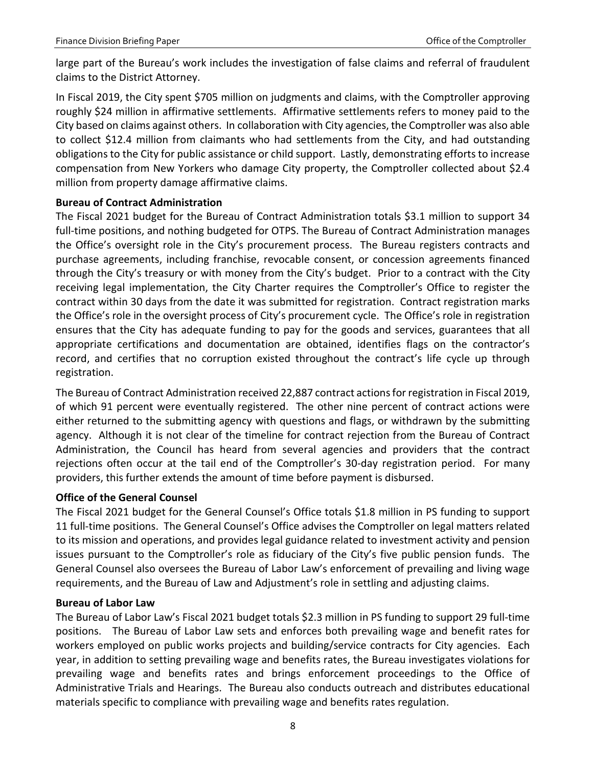large part of the Bureau's work includes the investigation of false claims and referral of fraudulent claims to the District Attorney.

In Fiscal 2019, the City spent $705 million on judgments and claims, with the Comptroller approving roughly $24 million in affirmative settlements. Affirmative settlements refers to money paid to the City based on claims against others. In collaboration with City agencies, the Comptroller was also able to collect $12.4 million from claimants who had settlements from the City, and had outstanding obligations to the City for public assistance or child support. Lastly, demonstrating efforts to increase compensation from New Yorkers who damage City property, the Comptroller collected about $2.4 million from property damage affirmative claims.

**Bureau of Contract Administration**

The Fiscal 2021 budget for the Bureau of Contract Administration totals $3.1 million to support 34 full-time positions, and nothing budgeted for OTPS. The Bureau of Contract Administration manages the Office's oversight role in the City's procurement process. The Bureau registers contracts and purchase agreements, including franchise, revocable consent, or concession agreements financed through the City's treasury or with money from the City's budget. Prior to a contract with the City receiving legal implementation, the City Charter requires the Comptroller's Office to register the contract within 30 days from the date it was submitted for registration. Contract registration marks the Office's role in the oversight process of City's procurement cycle. The Office's role in registration ensures that the City has adequate funding to pay for the goods and services, guarantees that all appropriate certifications and documentation are obtained, identifies flags on the contractor's record, and certifies that no corruption existed throughout the contract's life cycle up through registration.

The Bureau of Contract Administration received 22,887 contract actions for registration in Fiscal 2019, of which 91 percent were eventually registered. The other nine percent of contract actions were either returned to the submitting agency with questions and flags, or withdrawn by the submitting agency. Although it is not clear of the timeline for contract rejection from the Bureau of Contract Administration, the Council has heard from several agencies and providers that the contract rejections often occur at the tail end of the Comptroller's 30-day registration period. For many providers, this further extends the amount of time before payment is disbursed.

**Office of the General Counsel**

The Fiscal 2021 budget for the General Counsel's Office totals $1.8 million in PS funding to support 11 full-time positions. The General Counsel's Office advises the Comptroller on legal matters related to its mission and operations, and provides legal guidance related to investment activity and pension issues pursuant to the Comptroller's role as fiduciary of the City's five public pension funds. The General Counsel also oversees the Bureau of Labor Law's enforcement of prevailing and living wage requirements, and the Bureau of Law and Adjustment's role in settling and adjusting claims.

**Bureau of Labor Law**

The Bureau of Labor Law's Fiscal 2021 budget totals $2.3 million in PS funding to support 29 full-time positions. The Bureau of Labor Law sets and enforces both prevailing wage and benefit rates for workers employed on public works projects and building/service contracts for City agencies. Each year, in addition to setting prevailing wage and benefits rates, the Bureau investigates violations for prevailing wage and benefits rates and brings enforcement proceedings to the Office of Administrative Trials and Hearings. The Bureau also conducts outreach and distributes educational materials specific to compliance with prevailing wage and benefits rates regulation.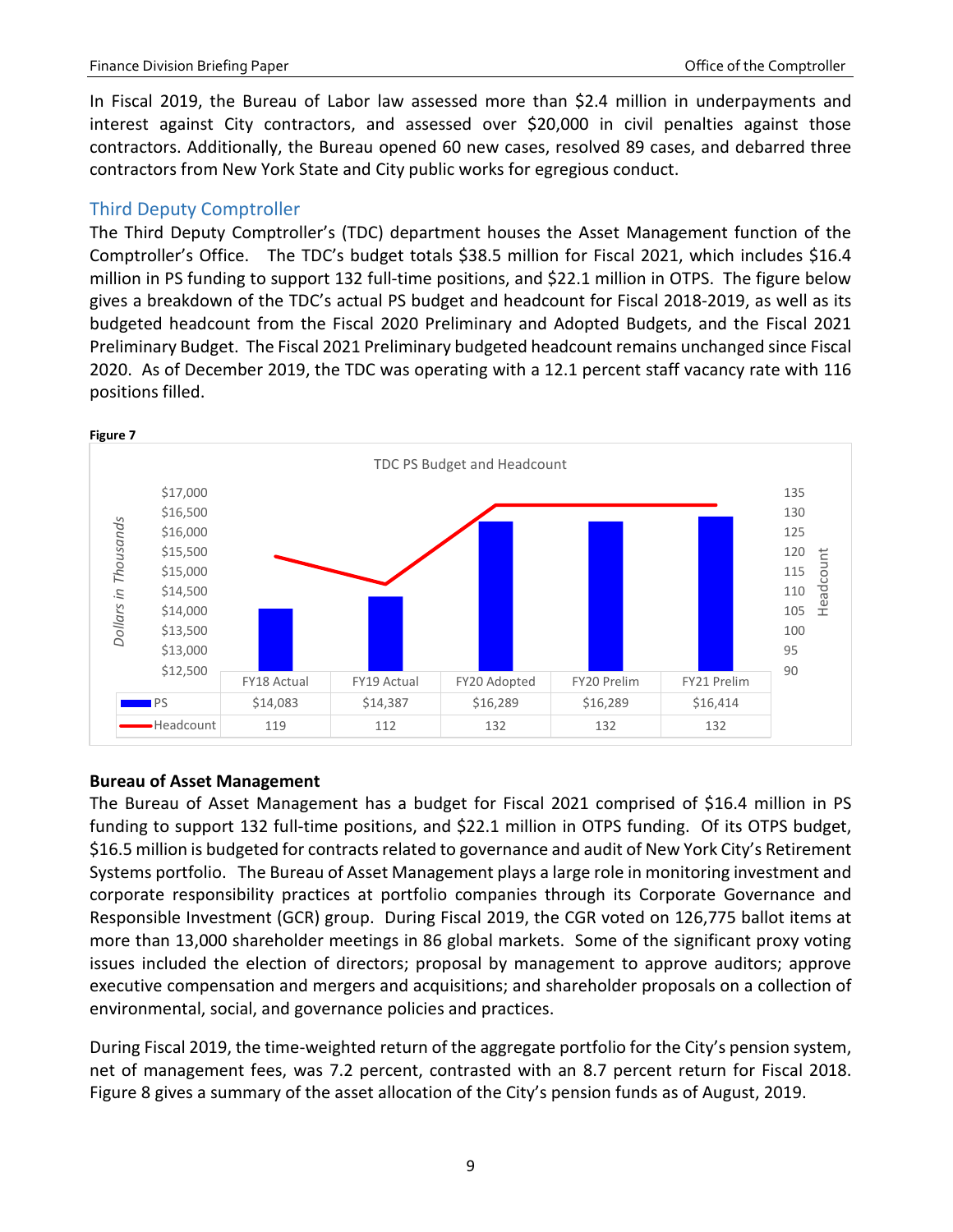In Fiscal 2019, the Bureau of Labor law assessed more than $2.4 million in underpayments and interest against City contractors, and assessed over $20,000 in civil penalties against those contractors. Additionally, the Bureau opened 60 new cases, resolved 89 cases, and debarred three contractors from New York State and City public works for egregious conduct.

## Third Deputy Comptroller

The Third Deputy Comptroller's (TDC) department houses the Asset Management function of the Comptroller's Office. The TDC's budget totals $38.5 million for Fiscal 2021, which includes $16.4 million in PS funding to support 132 full-time positions, and $22.1 million in OTPS. The figure below gives a breakdown of the TDC's actual PS budget and headcount for Fiscal 2018-2019, as well as its budgeted headcount from the Fiscal 2020 Preliminary and Adopted Budgets, and the Fiscal 2021 Preliminary Budget. The Fiscal 2021 Preliminary budgeted headcount remains unchanged since Fiscal 2020. As of December 2019, the TDC was operating with a 12.1 percent staff vacancy rate with 116 positions filled.

**Figure 7**

TDC PS Budget and Headcount

| | FY18 Actual | FY19 Actual | FY20 Adopted | FY20 Prelim | FY21 Prelim |
|---|---|---|---|---|---|
| PS | $14,083 | $14,387 | $16,289 | $16,289 | $16,414 |
| Headcount | 119 | 112 | 132 | 132 | 132 |

### Bureau of Asset Management

The Bureau of Asset Management has a budget for Fiscal 2021 comprised of $16.4 million in PS funding to support 132 full-time positions, and $22.1 million in OTPS funding. Of its OTPS budget, $16.5 million is budgeted for contracts related to governance and audit of New York City's Retirement Systems portfolio. The Bureau of Asset Management plays a large role in monitoring investment and corporate responsibility practices at portfolio companies through its Corporate Governance and Responsible Investment (GCR) group. During Fiscal 2019, the CGR voted on 126,775 ballot items at more than 13,000 shareholder meetings in 86 global markets. Some of the significant proxy voting issues included the election of directors; proposal by management to approve auditors; approve executive compensation and mergers and acquisitions; and shareholder proposals on a collection of environmental, social, and governance policies and practices.

During Fiscal 2019, the time-weighted return of the aggregate portfolio for the City's pension system, net of management fees, was 7.2 percent, contrasted with an 8.7 percent return for Fiscal 2018. Figure 8 gives a summary of the asset allocation of the City's pension funds as of August, 2019.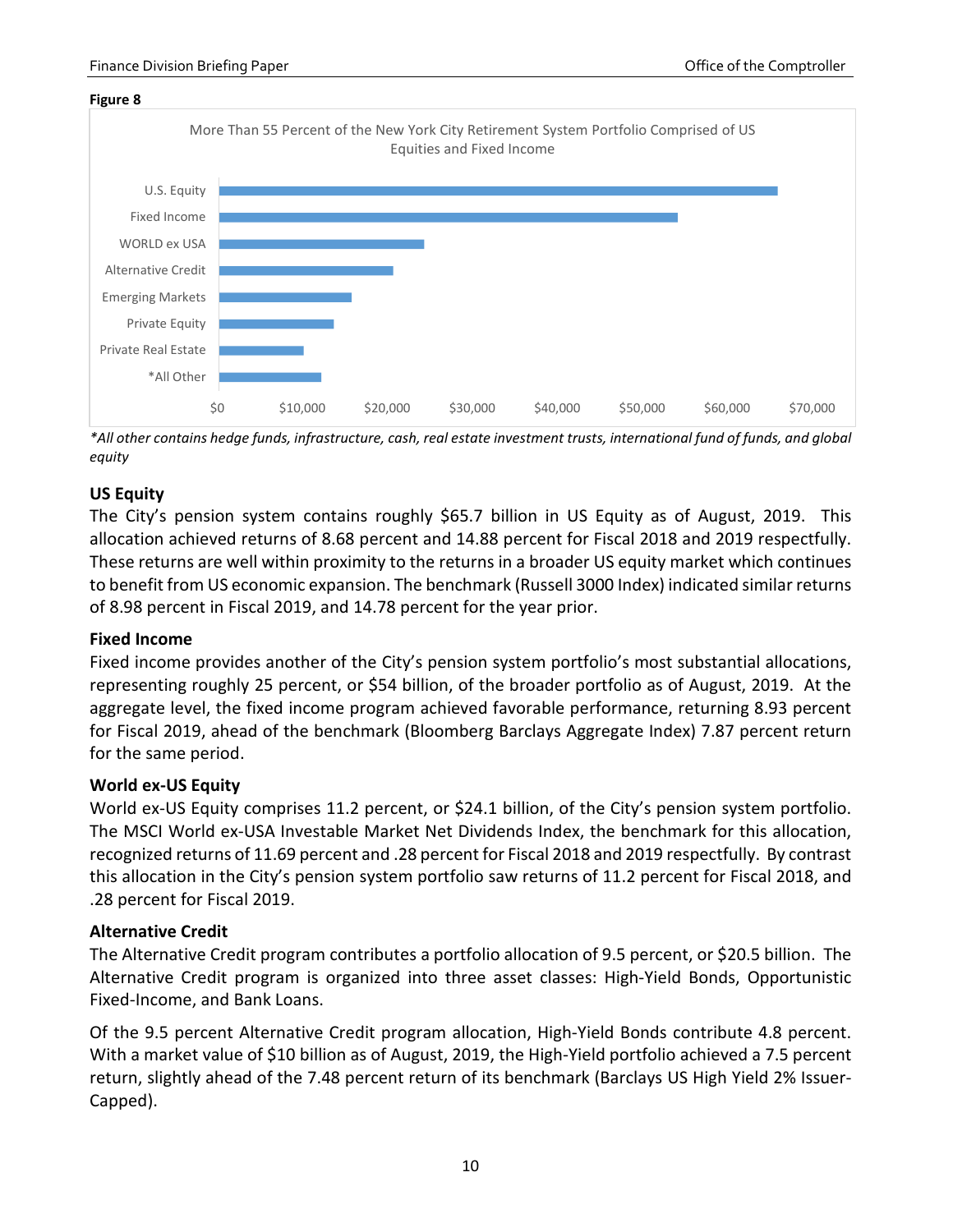**Figure 8**

More Than 55 Percent of the New York City Retirement System Portfolio Comprised of US Equities and Fixed Income

*All other contains hedge funds, infrastructure, cash, real estate investment trusts, international fund of funds, and global equity*

### US Equity

The City's pension system contains roughly $65.7 billion in US Equity as of August, 2019. This allocation achieved returns of 8.68 percent and 14.88 percent for Fiscal 2018 and 2019 respectfully. These returns are well within proximity to the returns in a broader US equity market which continues to benefit from US economic expansion. The benchmark (Russell 3000 Index) indicated similar returns of 8.98 percent in Fiscal 2019, and 14.78 percent for the year prior.

### Fixed Income

Fixed income provides another of the City's pension system portfolio's most substantial allocations, representing roughly 25 percent, or $54 billion, of the broader portfolio as of August, 2019. At the aggregate level, the fixed income program achieved favorable performance, returning 8.93 percent for Fiscal 2019, ahead of the benchmark (Bloomberg Barclays Aggregate Index) 7.87 percent return for the same period.

### World ex-US Equity

World ex-US Equity comprises 11.2 percent, or $24.1 billion, of the City's pension system portfolio. The MSCI World ex-USA Investable Market Net Dividends Index, the benchmark for this allocation, recognized returns of 11.69 percent and .28 percent for Fiscal 2018 and 2019 respectfully. By contrast this allocation in the City's pension system portfolio saw returns of 11.2 percent for Fiscal 2018, and .28 percent for Fiscal 2019.

### Alternative Credit

The Alternative Credit program contributes a portfolio allocation of 9.5 percent, or $20.5 billion. The Alternative Credit program is organized into three asset classes: High-Yield Bonds, Opportunistic Fixed-Income, and Bank Loans.

Of the 9.5 percent Alternative Credit program allocation, High-Yield Bonds contribute 4.8 percent. With a market value of $10 billion as of August, 2019, the High-Yield portfolio achieved a 7.5 percent return, slightly ahead of the 7.48 percent return of its benchmark (Barclays US High Yield 2% Issuer-Capped).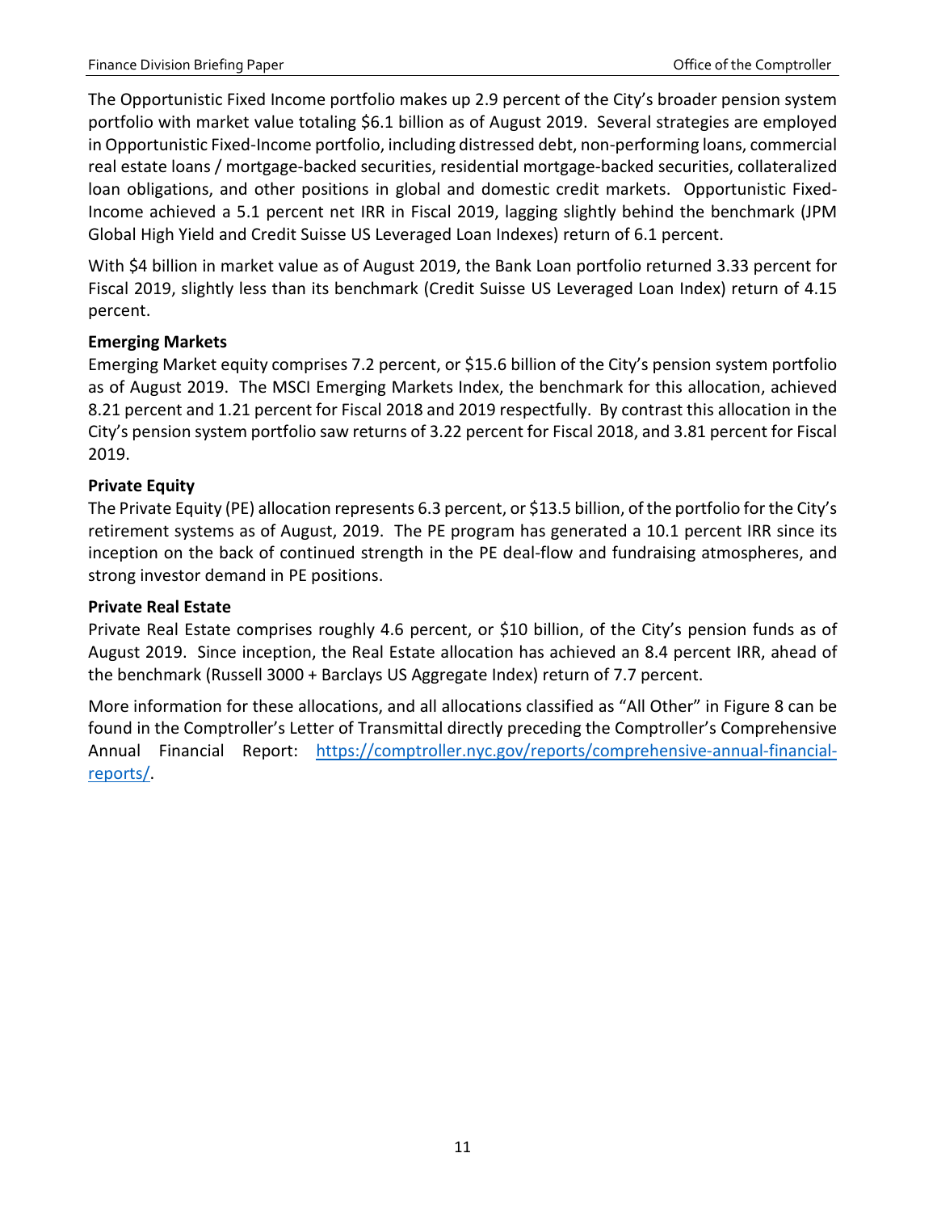The Opportunistic Fixed Income portfolio makes up 2.9 percent of the City's broader pension system portfolio with market value totaling $6.1 billion as of August 2019. Several strategies are employed in Opportunistic Fixed-Income portfolio, including distressed debt, non-performing loans, commercial real estate loans / mortgage-backed securities, residential mortgage-backed securities, collateralized loan obligations, and other positions in global and domestic credit markets. Opportunistic Fixed-Income achieved a 5.1 percent net IRR in Fiscal 2019, lagging slightly behind the benchmark (JPM Global High Yield and Credit Suisse US Leveraged Loan Indexes) return of 6.1 percent.

With $4 billion in market value as of August 2019, the Bank Loan portfolio returned 3.33 percent for Fiscal 2019, slightly less than its benchmark (Credit Suisse US Leveraged Loan Index) return of 4.15 percent.

**Emerging Markets**

Emerging Market equity comprises 7.2 percent, or $15.6 billion of the City's pension system portfolio as of August 2019. The MSCI Emerging Markets Index, the benchmark for this allocation, achieved 8.21 percent and 1.21 percent for Fiscal 2018 and 2019 respectfully. By contrast this allocation in the City's pension system portfolio saw returns of 3.22 percent for Fiscal 2018, and 3.81 percent for Fiscal 2019.

**Private Equity**

The Private Equity (PE) allocation represents 6.3 percent, or $13.5 billion, of the portfolio for the City's retirement systems as of August, 2019. The PE program has generated a 10.1 percent IRR since its inception on the back of continued strength in the PE deal-flow and fundraising atmospheres, and strong investor demand in PE positions.

**Private Real Estate**

Private Real Estate comprises roughly 4.6 percent, or $10 billion, of the City's pension funds as of August 2019. Since inception, the Real Estate allocation has achieved an 8.4 percent IRR, ahead of the benchmark (Russell 3000 + Barclays US Aggregate Index) return of 7.7 percent.

More information for these allocations, and all allocations classified as "All Other" in Figure 8 can be found in the Comptroller's Letter of Transmittal directly preceding the Comptroller's Comprehensive Annual Financial Report: [https://comptroller.nyc.gov/reports/comprehensive-annual-financial-reports/](https://comptroller.nyc.gov/reports/comprehensive-annual-financial-reports/).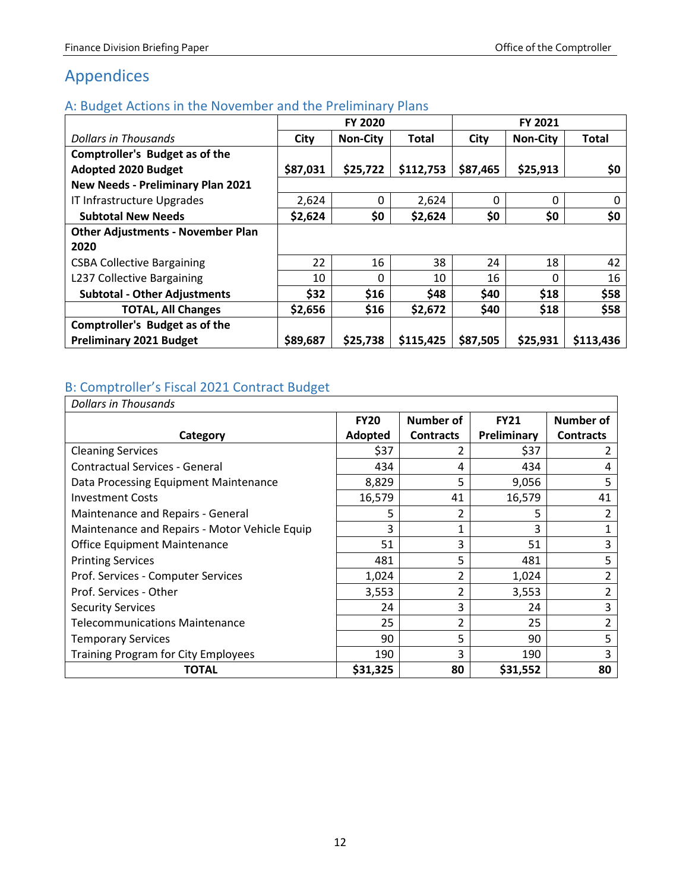# Appendices

## A: Budget Actions in the November and the Preliminary Plans

| *Dollars in Thousands* | FY 2020 | | | FY 2021 | | |
|---|---|---|---|---|---|---|
| | **City** | **Non-City** | **Total** | **City** | **Non-City** | **Total** |
| **Comptroller's Budget as of the Adopted 2020 Budget** | **$87,031** | **$25,722** | **$112,753** | **$87,465** | **$25,913** | **$0** |
| **New Needs - Preliminary Plan 2021** | | | | | | |
| IT Infrastructure Upgrades | 2,624 | 0 | 2,624 | 0 | 0 | 0 |
| **Subtotal New Needs** | **$2,624** | **$0** | **$2,624** | **$0** | **$0** | **$0** |
| **Other Adjustments - November Plan 2020** | | | | | | |
| CSBA Collective Bargaining | 22 | 16 | 38 | 24 | 18 | 42 |
| L237 Collective Bargaining | 10 | 0 | 10 | 16 | 0 | 16 |
| **Subtotal - Other Adjustments** | **$32** | **$16** | **$48** | **$40** | **$18** | **$58** |
| **TOTAL, All Changes** | **$2,656** | **$16** | **$2,672** | **$40** | **$18** | **$58** |
| **Comptroller's Budget as of the Preliminary 2021 Budget** | **$89,687** | **$25,738** | **$115,425** | **$87,505** | **$25,931** | **$113,436** |

## B: Comptroller's Fiscal 2021 Contract Budget

*Dollars in Thousands*

| **Category** | **FY20 Adopted** | **Number of Contracts** | **FY21 Preliminary** | **Number of Contracts** |
|---|---|---|---|---|
| Cleaning Services | $37 | 2 | $37 | 2 |
| Contractual Services - General | 434 | 4 | 434 | 4 |
| Data Processing Equipment Maintenance | 8,829 | 5 | 9,056 | 5 |
| Investment Costs | 16,579 | 41 | 16,579 | 41 |
| Maintenance and Repairs - General | 5 | 2 | 5 | 2 |
| Maintenance and Repairs - Motor Vehicle Equip | 3 | 1 | 3 | 1 |
| Office Equipment Maintenance | 51 | 3 | 51 | 3 |
| Printing Services | 481 | 5 | 481 | 5 |
| Prof. Services - Computer Services | 1,024 | 2 | 1,024 | 2 |
| Prof. Services - Other | 3,553 | 2 | 3,553 | 2 |
| Security Services | 24 | 3 | 24 | 3 |
| Telecommunications Maintenance | 25 | 2 | 25 | 2 |
| Temporary Services | 90 | 5 | 90 | 5 |
| Training Program for City Employees | 190 | 3 | 190 | 3 |
| **TOTAL** | **$31,325** | **80** | **$31,552** | **80** |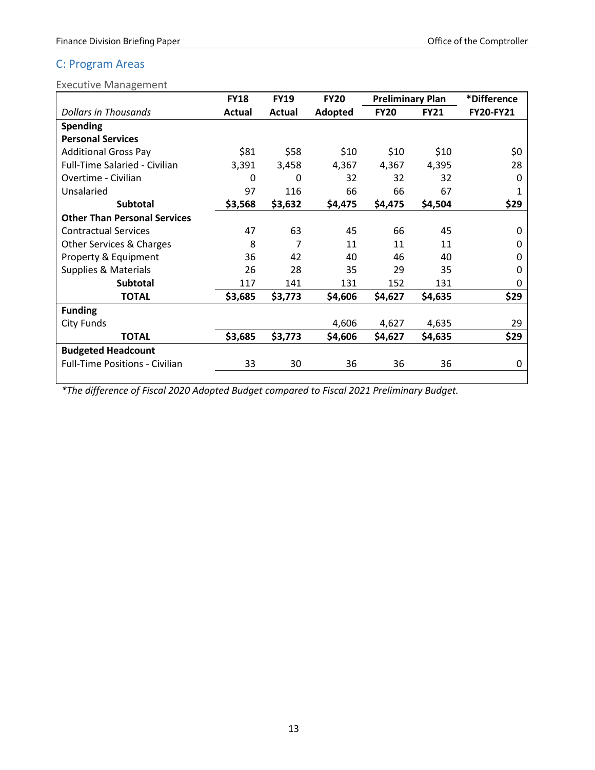## C: Program Areas

### Executive Management

| Dollars in Thousands | FY18 Actual | FY19 Actual | FY20 Adopted | Preliminary Plan FY20 | Preliminary Plan FY21 | *Difference FY20-FY21 |
|---|---|---|---|---|---|---|
| **Spending** | | | | | | |
| **Personal Services** | | | | | | |
| Additional Gross Pay | $81 | $58 | $10 | $10 | $10 | $0 |
| Full-Time Salaried - Civilian | 3,391 | 3,458 | 4,367 | 4,367 | 4,395 | 28 |
| Overtime - Civilian | 0 | 0 | 32 | 32 | 32 | 0 |
| Unsalaried | 97 | 116 | 66 | 66 | 67 | 1 |
| **Subtotal** | **$3,568** | **$3,632** | **$4,475** | **$4,475** | **$4,504** | **$29** |
| **Other Than Personal Services** | | | | | | |
| Contractual Services | 47 | 63 | 45 | 66 | 45 | 0 |
| Other Services & Charges | 8 | 7 | 11 | 11 | 11 | 0 |
| Property & Equipment | 36 | 42 | 40 | 46 | 40 | 0 |
| Supplies & Materials | 26 | 28 | 35 | 29 | 35 | 0 |
| **Subtotal** | 117 | 141 | 131 | 152 | 131 | 0 |
| **TOTAL** | **$3,685** | **$3,773** | **$4,606** | **$4,627** | **$4,635** | **$29** |
| **Funding** | | | | | | |
| City Funds | | | 4,606 | 4,627 | 4,635 | 29 |
| **TOTAL** | **$3,685** | **$3,773** | **$4,606** | **$4,627** | **$4,635** | **$29** |
| **Budgeted Headcount** | | | | | | |
| Full-Time Positions - Civilian | 33 | 30 | 36 | 36 | 36 | 0 |

*\*The difference of Fiscal 2020 Adopted Budget compared to Fiscal 2021 Preliminary Budget.*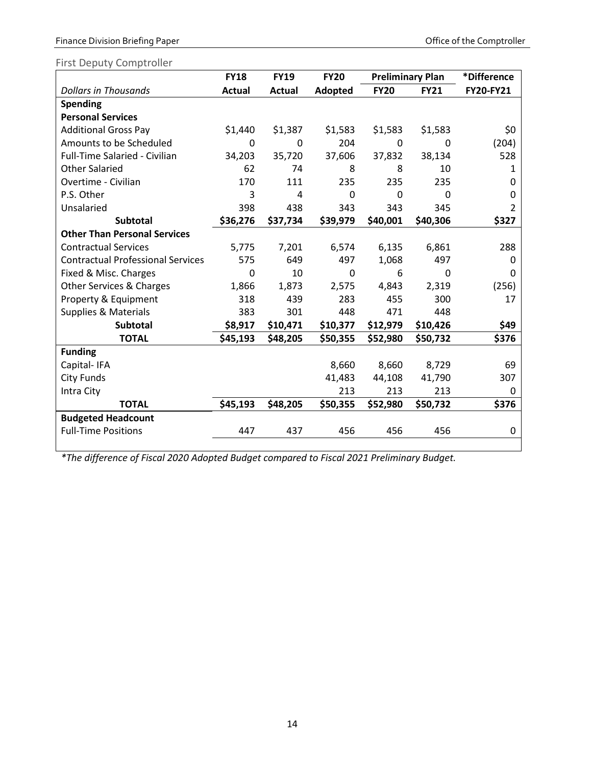## First Deputy Comptroller

| | FY18 | FY19 | FY20 | Preliminary Plan | | *Difference |
|---|---|---|---|---|---|---|
| *Dollars in Thousands* | Actual | Actual | Adopted | FY20 | FY21 | FY20-FY21 |
| **Spending** | | | | | | |
| **Personal Services** | | | | | | |
| Additional Gross Pay | $1,440 | $1,387 | $1,583 | $1,583 | $1,583 | $0 |
| Amounts to be Scheduled | 0 | 0 | 204 | 0 | 0 | (204) |
| Full-Time Salaried - Civilian | 34,203 | 35,720 | 37,606 | 37,832 | 38,134 | 528 |
| Other Salaried | 62 | 74 | 8 | 8 | 10 | 1 |
| Overtime - Civilian | 170 | 111 | 235 | 235 | 235 | 0 |
| P.S. Other | 3 | 4 | 0 | 0 | 0 | 0 |
| Unsalaried | 398 | 438 | 343 | 343 | 345 | 2 |
| **Subtotal** | **$36,276** | **$37,734** | **$39,979** | **$40,001** | **$40,306** | **$327** |
| **Other Than Personal Services** | | | | | | |
| Contractual Services | 5,775 | 7,201 | 6,574 | 6,135 | 6,861 | 288 |
| Contractual Professional Services | 575 | 649 | 497 | 1,068 | 497 | 0 |
| Fixed & Misc. Charges | 0 | 10 | 0 | 6 | 0 | 0 |
| Other Services & Charges | 1,866 | 1,873 | 2,575 | 4,843 | 2,319 | (256) |
| Property & Equipment | 318 | 439 | 283 | 455 | 300 | 17 |
| Supplies & Materials | 383 | 301 | 448 | 471 | 448 | |
| **Subtotal** | **$8,917** | **$10,471** | **$10,377** | **$12,979** | **$10,426** | **$49** |
| **TOTAL** | **$45,193** | **$48,205** | **$50,355** | **$52,980** | **$50,732** | **$376** |
| **Funding** | | | | | | |
| Capital- IFA | | | 8,660 | 8,660 | 8,729 | 69 |
| City Funds | | | 41,483 | 44,108 | 41,790 | 307 |
| Intra City | | | 213 | 213 | 213 | 0 |
| **TOTAL** | **$45,193** | **$48,205** | **$50,355** | **$52,980** | **$50,732** | **$376** |
| **Budgeted Headcount** | | | | | | |
| Full-Time Positions | 447 | 437 | 456 | 456 | 456 | 0 |

*\*The difference of Fiscal 2020 Adopted Budget compared to Fiscal 2021 Preliminary Budget.*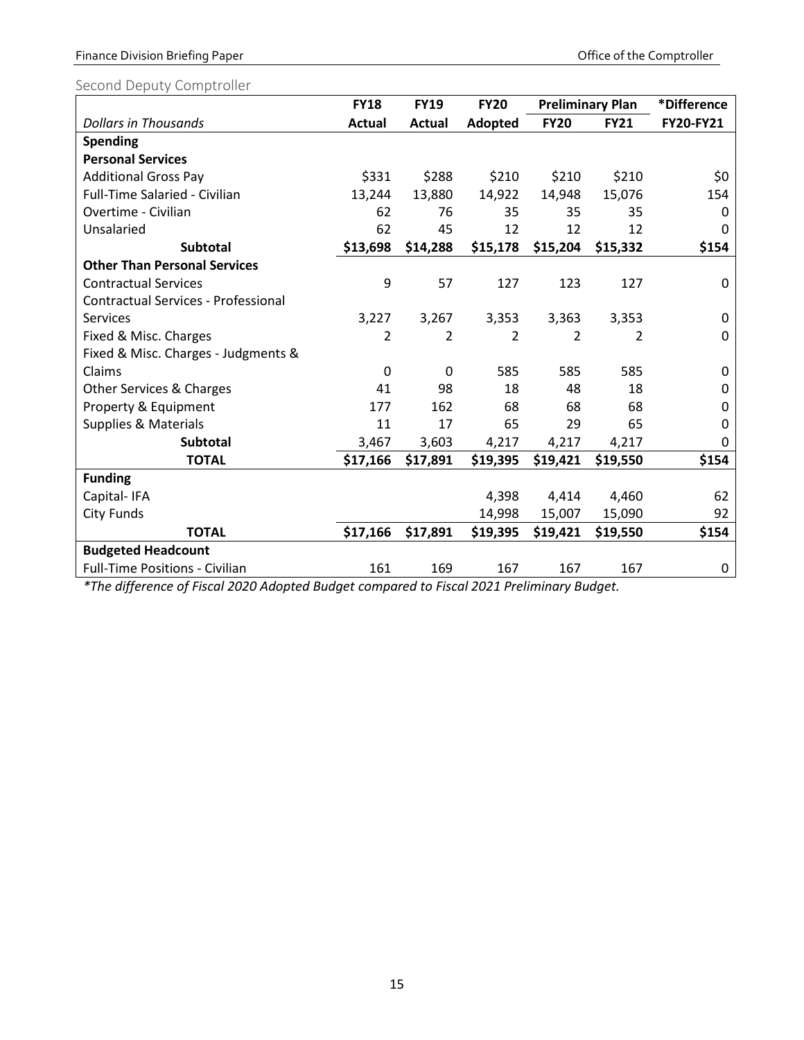## Second Deputy Comptroller

| | FY18 | FY19 | FY20 | Preliminary Plan | | *Difference |
|---|---|---|---|---|---|---|
| *Dollars in Thousands* | Actual | Actual | Adopted | FY20 | FY21 | FY20-FY21 |
| **Spending** | | | | | | |
| **Personal Services** | | | | | | |
| Additional Gross Pay | $331 | $288 | $210 | $210 | $210 | $0 |
| Full-Time Salaried - Civilian | 13,244 | 13,880 | 14,922 | 14,948 | 15,076 | 154 |
| Overtime - Civilian | 62 | 76 | 35 | 35 | 35 | 0 |
| Unsalaried | 62 | 45 | 12 | 12 | 12 | 0 |
| **Subtotal** | **$13,698** | **$14,288** | **$15,178** | **$15,204** | **$15,332** | **$154** |
| **Other Than Personal Services** | | | | | | |
| Contractual Services | 9 | 57 | 127 | 123 | 127 | 0 |
| Contractual Services - Professional Services | 3,227 | 3,267 | 3,353 | 3,363 | 3,353 | 0 |
| Fixed & Misc. Charges | 2 | 2 | 2 | 2 | 2 | 0 |
| Fixed & Misc. Charges - Judgments & Claims | 0 | 0 | 585 | 585 | 585 | 0 |
| Other Services & Charges | 41 | 98 | 18 | 48 | 18 | 0 |
| Property & Equipment | 177 | 162 | 68 | 68 | 68 | 0 |
| Supplies & Materials | 11 | 17 | 65 | 29 | 65 | 0 |
| **Subtotal** | 3,467 | 3,603 | 4,217 | 4,217 | 4,217 | 0 |
| **TOTAL** | **$17,166** | **$17,891** | **$19,395** | **$19,421** | **$19,550** | **$154** |
| **Funding** | | | | | | |
| Capital- IFA | | | 4,398 | 4,414 | 4,460 | 62 |
| City Funds | | | 14,998 | 15,007 | 15,090 | 92 |
| **TOTAL** | **$17,166** | **$17,891** | **$19,395** | **$19,421** | **$19,550** | **$154** |
| **Budgeted Headcount** | | | | | | |
| Full-Time Positions - Civilian | 161 | 169 | 167 | 167 | 167 | 0 |

*\*The difference of Fiscal 2020 Adopted Budget compared to Fiscal 2021 Preliminary Budget.*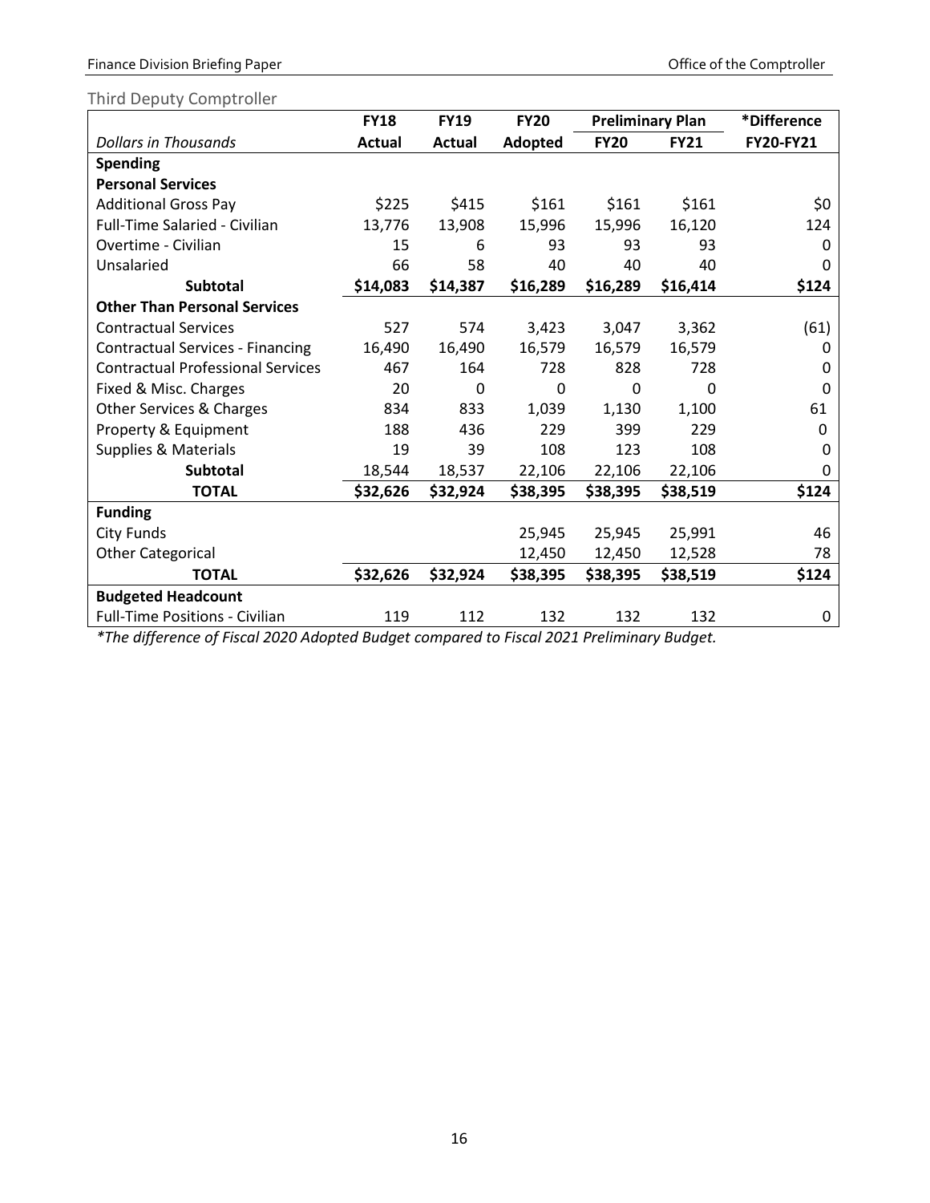## Third Deputy Comptroller

| | FY18 | FY19 | FY20 | Preliminary Plan | | *Difference |
|---|---|---|---|---|---|---|
| *Dollars in Thousands* | Actual | Actual | Adopted | FY20 | FY21 | FY20-FY21 |
| **Spending** | | | | | | |
| **Personal Services** | | | | | | |
| Additional Gross Pay | $225 | $415 | $161 | $161 | $161 | $0 |
| Full-Time Salaried - Civilian | 13,776 | 13,908 | 15,996 | 15,996 | 16,120 | 124 |
| Overtime - Civilian | 15 | 6 | 93 | 93 | 93 | 0 |
| Unsalaried | 66 | 58 | 40 | 40 | 40 | 0 |
| **Subtotal** | **$14,083** | **$14,387** | **$16,289** | **$16,289** | **$16,414** | **$124** |
| **Other Than Personal Services** | | | | | | |
| Contractual Services | 527 | 574 | 3,423 | 3,047 | 3,362 | (61) |
| Contractual Services - Financing | 16,490 | 16,490 | 16,579 | 16,579 | 16,579 | 0 |
| Contractual Professional Services | 467 | 164 | 728 | 828 | 728 | 0 |
| Fixed & Misc. Charges | 20 | 0 | 0 | 0 | 0 | 0 |
| Other Services & Charges | 834 | 833 | 1,039 | 1,130 | 1,100 | 61 |
| Property & Equipment | 188 | 436 | 229 | 399 | 229 | 0 |
| Supplies & Materials | 19 | 39 | 108 | 123 | 108 | 0 |
| **Subtotal** | 18,544 | 18,537 | 22,106 | 22,106 | 22,106 | 0 |
| **TOTAL** | **$32,626** | **$32,924** | **$38,395** | **$38,395** | **$38,519** | **$124** |
| **Funding** | | | | | | |
| City Funds | | | 25,945 | 25,945 | 25,991 | 46 |
| Other Categorical | | | 12,450 | 12,450 | 12,528 | 78 |
| **TOTAL** | **$32,626** | **$32,924** | **$38,395** | **$38,395** | **$38,519** | **$124** |
| **Budgeted Headcount** | | | | | | |
| Full-Time Positions - Civilian | 119 | 112 | 132 | 132 | 132 | 0 |

*\*The difference of Fiscal 2020 Adopted Budget compared to Fiscal 2021 Preliminary Budget.*